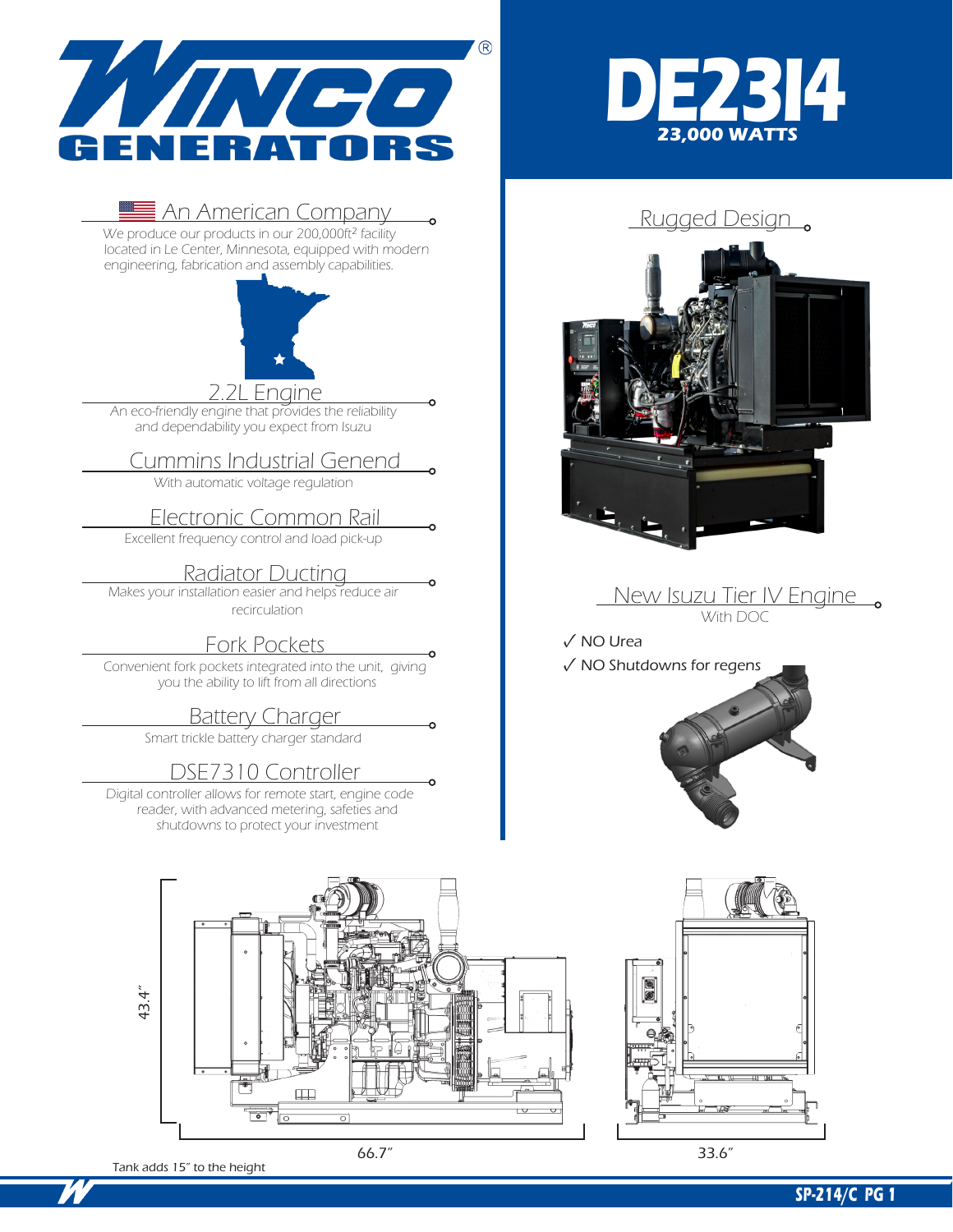# WINCO GENERATORS

# DE2314

**23,000 WATTS**

## An American Company

We produce our products in our 200,000ft$^2$ facility located in Le Center, Minnesota, equipped with modern engineering, fabrication and assembly capabilities.

## 2.2L Engine

An eco-friendly engine that provides the reliability and dependability you expect from Isuzu

## Cummins Industrial Genend

With automatic voltage regulation

## Electronic Common Rail

Excellent frequency control and load pick-up

## Radiator Ducting

Makes your installation easier and helps reduce air recirculation

## Fork Pockets

Convenient fork pockets integrated into the unit, giving you the ability to lift from all directions

## Battery Charger

Smart trickle battery charger standard

## DSE7310 Controller

Digital controller allows for remote start, engine code reader, with advanced metering, safeties and shutdowns to protect your investment

## Rugged Design

## New Isuzu Tier IV Engine

With DOC

- ✓ NO Urea
- ✓ NO Shutdowns for regens

43.4″

66.7″

33.6″

Tank adds 15″ to the height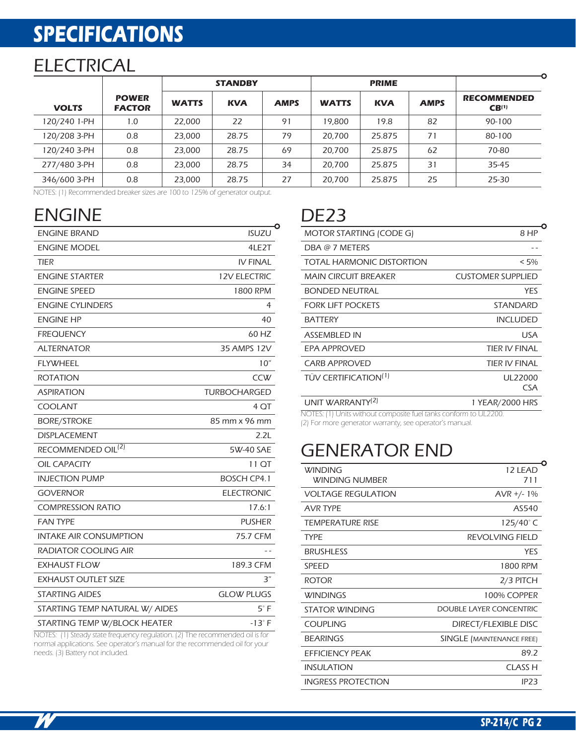# SPECIFICATIONS

## ELECTRICAL

| VOLTS | POWER FACTOR | STANDBY | | | PRIME | | | RECOMMENDED CB[1] |
|---|---|---|---|---|---|---|---|---|
| | | WATTS | KVA | AMPS | WATTS | KVA | AMPS | |
| 120/240 1-PH | 1.0 | 22,000 | 22 | 91 | 19,800 | 19.8 | 82 | 90-100 |
| 120/208 3-PH | 0.8 | 23,000 | 28.75 | 79 | 20,700 | 25.875 | 71 | 80-100 |
| 120/240 3-PH | 0.8 | 23,000 | 28.75 | 69 | 20,700 | 25.875 | 62 | 70-80 |
| 277/480 3-PH | 0.8 | 23,000 | 28.75 | 34 | 20,700 | 25.875 | 31 | 35-45 |
| 346/600 3-PH | 0.8 | 23,000 | 28.75 | 27 | 20,700 | 25.875 | 25 | 25-30 |

NOTES: (1) Recommended breaker sizes are 100 to 125% of generator output.

## ENGINE

| | |
|---|---|
| ENGINE BRAND | ISUZU |
| ENGINE MODEL | 4LE2T |
| TIER | IV FINAL |
| ENGINE STARTER | 12V ELECTRIC |
| ENGINE SPEED | 1800 RPM |
| ENGINE CYLINDERS | 4 |
| ENGINE HP | 40 |
| FREQUENCY | 60 HZ |
| ALTERNATOR | 35 AMPS 12V |
| FLYWHEEL | 10″ |
| ROTATION | CCW |
| ASPIRATION | TURBOCHARGED |
| COOLANT | 4 QT |
| BORE/STROKE | 85 mm x 96 mm |
| DISPLACEMENT | 2.2L |
| RECOMMENDED OIL[2] | 5W-40 SAE |
| OIL CAPACITY | 11 QT |
| INJECTION PUMP | BOSCH CP4.1 |
| GOVERNOR | ELECTRONIC |
| COMPRESSION RATIO | 17.6:1 |
| FAN TYPE | PUSHER |
| INTAKE AIR CONSUMPTION | 75.7 CFM |
| RADIATOR COOLING AIR | -- |
| EXHAUST FLOW | 189.3 CFM |
| EXHAUST OUTLET SIZE | 3″ |
| STARTING AIDES | GLOW PLUGS |
| STARTING TEMP NATURAL W/ AIDES | 5° F |
| STARTING TEMP W/BLOCK HEATER | -13° F |

NOTES: (1) Steady state frequency regulation. (2) The recommended oil is for normal applications. See operator's manual for the recommended oil for your needs. (3) Battery not included.

## DE23

| | |
|---|---|
| MOTOR STARTING (CODE G) | 8 HP |
| DBA @ 7 METERS | -- |
| TOTAL HARMONIC DISTORTION | < 5% |
| MAIN CIRCUIT BREAKER | CUSTOMER SUPPLIED |
| BONDED NEUTRAL | YES |
| FORK LIFT POCKETS | STANDARD |
| BATTERY | INCLUDED |
| ASSEMBLED IN | USA |
| EPA APPROVED | TIER IV FINAL |
| CARB APPROVED | TIER IV FINAL |
| TÜV CERTIFICATION[1] | UL22000 CSA |
| UNIT WARRANTY[2] | 1 YEAR/2000 HRS |

NOTES: (1) Units without composite fuel tanks conform to UL2200.
(2) For more generator warranty, see operator's manual.

## GENERATOR END

| | |
|---|---|
| WINDING / WINDING NUMBER | 12 LEAD / 711 |
| VOLTAGE REGULATION | AVR +/- 1% |
| AVR TYPE | AS540 |
| TEMPERATURE RISE | 125/40° C |
| TYPE | REVOLVING FIELD |
| BRUSHLESS | YES |
| SPEED | 1800 RPM |
| ROTOR | 2/3 PITCH |
| WINDINGS | 100% COPPER |
| STATOR WINDING | DOUBLE LAYER CONCENTRIC |
| COUPLING | DIRECT/FLEXIBLE DISC |
| BEARINGS | SINGLE (MAINTENANCE FREE) |
| EFFICIENCY PEAK | 89.2 |
| INSULATION | CLASS H |
| INGRESS PROTECTION | IP23 |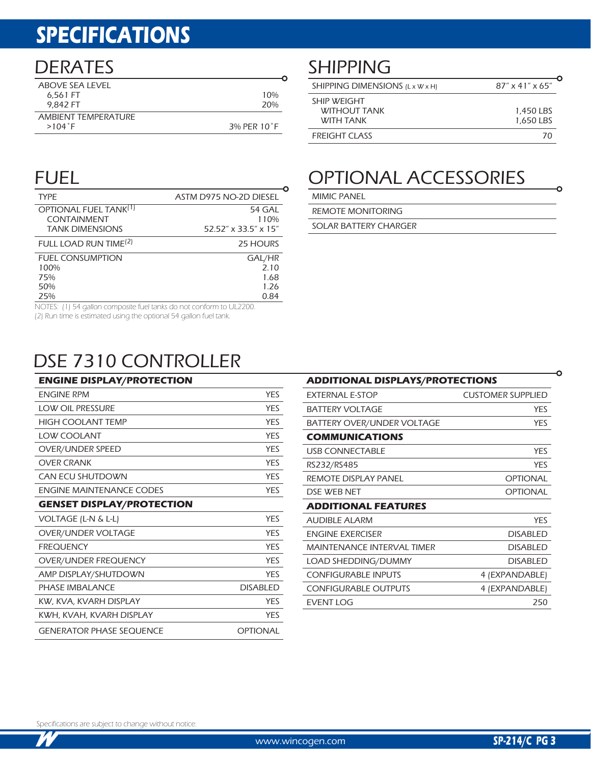# SPECIFICATIONS

## DERATES

| | |
|---|---|
| ABOVE SEA LEVEL | |
| 6,561 FT | 10% |
| 9,842 FT | 20% |
| AMBIENT TEMPERATURE | |
| >104˚F | 3% PER 10˚F |

## SHIPPING

| | |
|---|---|
| SHIPPING DIMENSIONS (L x W x H) | 87″ x 41″ x 65″ |
| SHIP WEIGHT | |
| WITHOUT TANK | 1,450 LBS |
| WITH TANK | 1,650 LBS |
| FREIGHT CLASS | 70 |

## FUEL

| | |
|---|---|
| TYPE | ASTM D975 NO-2D DIESEL |
| OPTIONAL FUEL TANK[1] | 54 GAL |
| CONTAINMENT | 110% |
| TANK DIMENSIONS | 52.52″ x 33.5″ x 15″ |
| FULL LOAD RUN TIME[2] | 25 HOURS |
| FUEL CONSUMPTION | GAL/HR |
| 100% | 2.10 |
| 75% | 1.68 |
| 50% | 1.26 |
| 25% | 0.84 |

*NOTES: (1) 54 gallon composite fuel tanks do not conform to UL2200.*
*(2) Run time is estimated using the optional 54 gallon fuel tank.*

## OPTIONAL ACCESSORIES

- MIMIC PANEL
- REMOTE MONITORING
- SOLAR BATTERY CHARGER

## DSE 7310 CONTROLLER

| **ENGINE DISPLAY/PROTECTION** | |
|---|---|
| ENGINE RPM | YES |
| LOW OIL PRESSURE | YES |
| HIGH COOLANT TEMP | YES |
| LOW COOLANT | YES |
| OVER/UNDER SPEED | YES |
| OVER CRANK | YES |
| CAN ECU SHUTDOWN | YES |
| ENGINE MAINTENANCE CODES | YES |
| **GENSET DISPLAY/PROTECTION** | |
| VOLTAGE (L-N & L-L) | YES |
| OVER/UNDER VOLTAGE | YES |
| FREQUENCY | YES |
| OVER/UNDER FREQUENCY | YES |
| AMP DISPLAY/SHUTDOWN | YES |
| PHASE IMBALANCE | DISABLED |
| KW, KVA, KVARH DISPLAY | YES |
| KWH, KVAH, KVARH DISPLAY | YES |
| GENERATOR PHASE SEQUENCE | OPTIONAL |

| **ADDITIONAL DISPLAYS/PROTECTIONS** | |
|---|---|
| EXTERNAL E-STOP | CUSTOMER SUPPLIED |
| BATTERY VOLTAGE | YES |
| BATTERY OVER/UNDER VOLTAGE | YES |
| **COMMUNICATIONS** | |
| USB CONNECTABLE | YES |
| RS232/RS485 | YES |
| REMOTE DISPLAY PANEL | OPTIONAL |
| DSE WEB NET | OPTIONAL |
| **ADDITIONAL FEATURES** | |
| AUDIBLE ALARM | YES |
| ENGINE EXERCISER | DISABLED |
| MAINTENANCE INTERVAL TIMER | DISABLED |
| LOAD SHEDDING/DUMMY | DISABLED |
| CONFIGURABLE INPUTS | 4 (EXPANDABLE) |
| CONFIGURABLE OUTPUTS | 4 (EXPANDABLE) |
| EVENT LOG | 250 |

*Specifications are subject to change without notice.*

www.wincogen.com SP-214/C